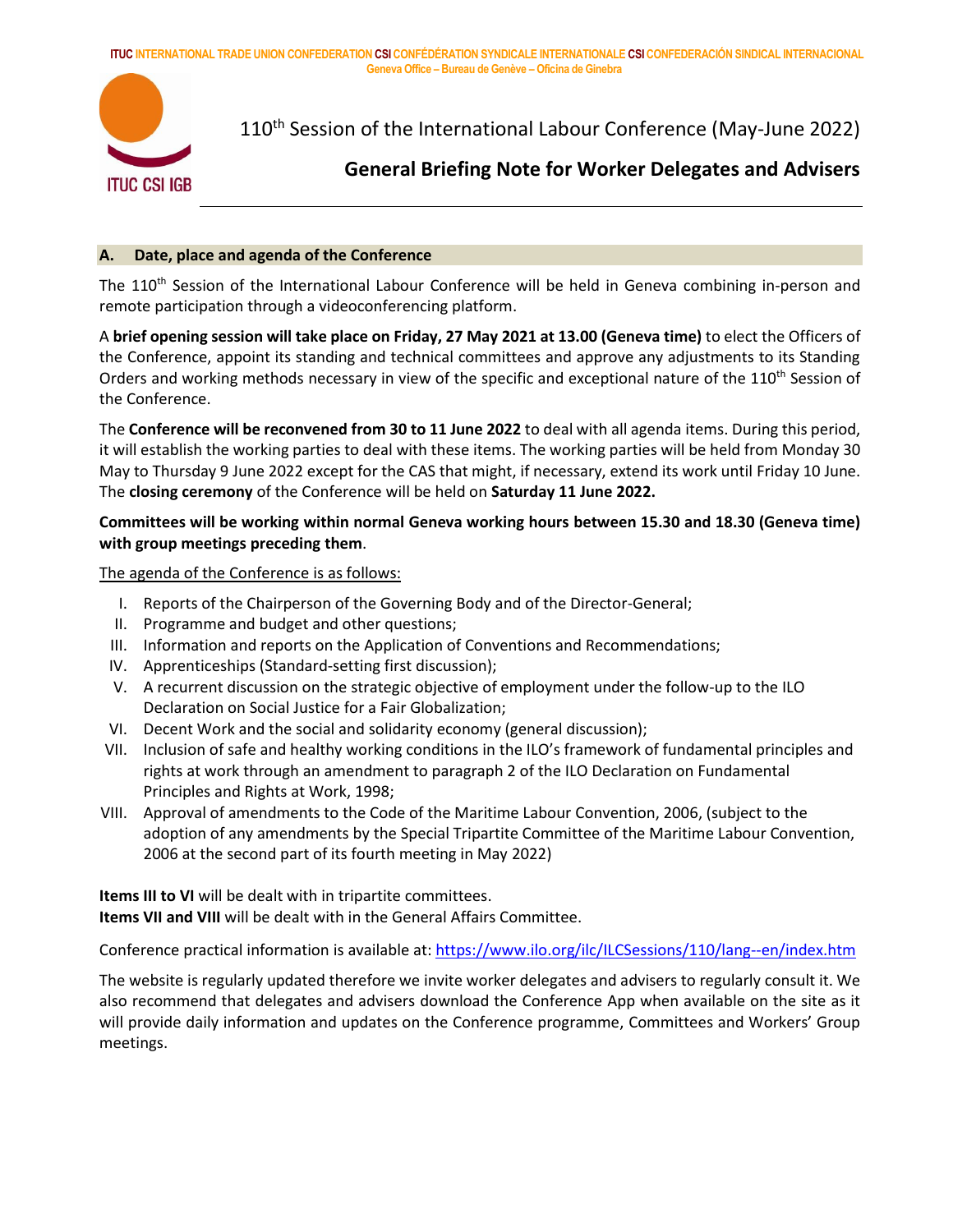ITUC INTERNATIONAL TRADE UNION CONFEDERATION CSI CONFÉDÉRATION SYNDICALE INTERNATIONALE CSI CONFEDERACIÓN SINDICAL INTERNACIONAL
Geneva Office – Bureau de Genève – Oficina de Ginebra

ITUC CSI IGB

110th Session of the International Labour Conference (May-June 2022)

# General Briefing Note for Worker Delegates and Advisers

## A. Date, place and agenda of the Conference

The 110th Session of the International Labour Conference will be held in Geneva combining in-person and remote participation through a videoconferencing platform.

A **brief opening session will take place on Friday, 27 May 2021 at 13.00 (Geneva time)** to elect the Officers of the Conference, appoint its standing and technical committees and approve any adjustments to its Standing Orders and working methods necessary in view of the specific and exceptional nature of the 110th Session of the Conference.

The **Conference will be reconvened from 30 to 11 June 2022** to deal with all agenda items. During this period, it will establish the working parties to deal with these items. The working parties will be held from Monday 30 May to Thursday 9 June 2022 except for the CAS that might, if necessary, extend its work until Friday 10 June. The **closing ceremony** of the Conference will be held on **Saturday 11 June 2022.**

**Committees will be working within normal Geneva working hours between 15.30 and 18.30 (Geneva time) with group meetings preceding them**.

<u>The agenda of the Conference is as follows:</u>

I. Reports of the Chairperson of the Governing Body and of the Director-General;
II. Programme and budget and other questions;
III. Information and reports on the Application of Conventions and Recommendations;
IV. Apprenticeships (Standard-setting first discussion);
V. A recurrent discussion on the strategic objective of employment under the follow-up to the ILO Declaration on Social Justice for a Fair Globalization;
VI. Decent Work and the social and solidarity economy (general discussion);
VII. Inclusion of safe and healthy working conditions in the ILO's framework of fundamental principles and rights at work through an amendment to paragraph 2 of the ILO Declaration on Fundamental Principles and Rights at Work, 1998;
VIII. Approval of amendments to the Code of the Maritime Labour Convention, 2006, (subject to the adoption of any amendments by the Special Tripartite Committee of the Maritime Labour Convention, 2006 at the second part of its fourth meeting in May 2022)

**Items III to VI** will be dealt with in tripartite committees.
**Items VII and VIII** will be dealt with in the General Affairs Committee.

Conference practical information is available at: https://www.ilo.org/ilc/ILCSessions/110/lang--en/index.htm

The website is regularly updated therefore we invite worker delegates and advisers to regularly consult it. We also recommend that delegates and advisers download the Conference App when available on the site as it will provide daily information and updates on the Conference programme, Committees and Workers' Group meetings.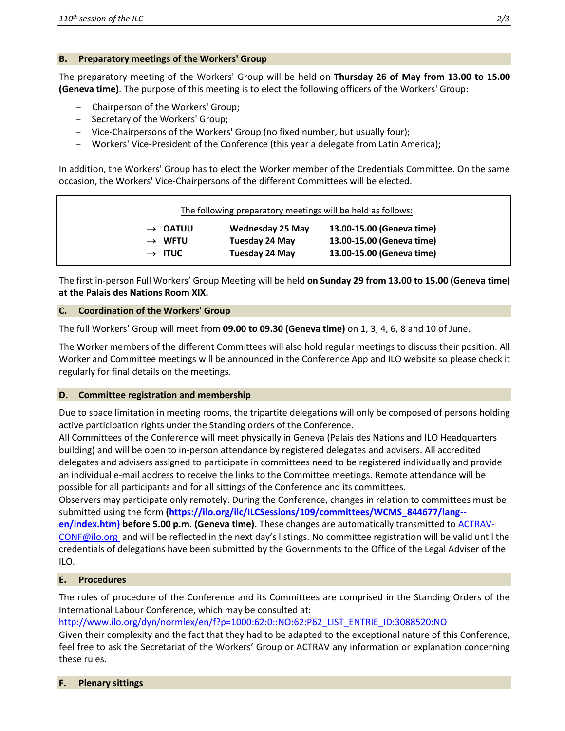## B. Preparatory meetings of the Workers' Group

The preparatory meeting of the Workers' Group will be held on **Thursday 26 of May from 13.00 to 15.00 (Geneva time)**. The purpose of this meeting is to elect the following officers of the Workers' Group:

- Chairperson of the Workers' Group;
- Secretary of the Workers' Group;
- Vice-Chairpersons of the Workers' Group (no fixed number, but usually four);
- Workers' Vice-President of the Conference (this year a delegate from Latin America);

In addition, the Workers' Group has to elect the Worker member of the Credentials Committee. On the same occasion, the Workers' Vice-Chairpersons of the different Committees will be elected.

<u>The following preparatory meetings will be held as follows:</u>

| | | |
|---|---|---|
| → **OATUU** | **Wednesday 25 May** | **13.00-15.00 (Geneva time)** |
| → **WFTU** | **Tuesday 24 May** | **13.00-15.00 (Geneva time)** |
| → **ITUC** | **Tuesday 24 May** | **13.00-15.00 (Geneva time)** |

The first in-person Full Workers' Group Meeting will be held **on Sunday 29 from 13.00 to 15.00 (Geneva time) at the Palais des Nations Room XIX.**

## C. Coordination of the Workers' Group

The full Workers' Group will meet from **09.00 to 09.30 (Geneva time)** on 1, 3, 4, 6, 8 and 10 of June.

The Worker members of the different Committees will also hold regular meetings to discuss their position. All Worker and Committee meetings will be announced in the Conference App and ILO website so please check it regularly for final details on the meetings.

## D. Committee registration and membership

Due to space limitation in meeting rooms, the tripartite delegations will only be composed of persons holding active participation rights under the Standing orders of the Conference.
All Committees of the Conference will meet physically in Geneva (Palais des Nations and ILO Headquarters building) and will be open to in-person attendance by registered delegates and advisers. All accredited delegates and advisers assigned to participate in committees need to be registered individually and provide an individual e-mail address to receive the links to the Committee meetings. Remote attendance will be possible for all participants and for all sittings of the Conference and its committees.
Observers may participate only remotely. During the Conference, changes in relation to committees must be submitted using the form **([https://ilo.org/ilc/ILCSessions/109/committees/WCMS_844677/lang--en/index.htm](https://ilo.org/ilc/ILCSessions/109/committees/WCMS_844677/lang--en/index.htm)) before 5.00 p.m. (Geneva time).** These changes are automatically transmitted to ACTRAV-CONF@ilo.org and will be reflected in the next day's listings. No committee registration will be valid until the credentials of delegations have been submitted by the Governments to the Office of the Legal Adviser of the ILO.

## E. Procedures

The rules of procedure of the Conference and its Committees are comprised in the Standing Orders of the International Labour Conference, which may be consulted at:
[http://www.ilo.org/dyn/normlex/en/f?p=1000:62:0::NO:62:P62_LIST_ENTRIE_ID:3088520:NO](http://www.ilo.org/dyn/normlex/en/f?p=1000:62:0::NO:62:P62_LIST_ENTRIE_ID:3088520:NO)
Given their complexity and the fact that they had to be adapted to the exceptional nature of this Conference, feel free to ask the Secretariat of the Workers' Group or ACTRAV any information or explanation concerning these rules.

## F. Plenary sittings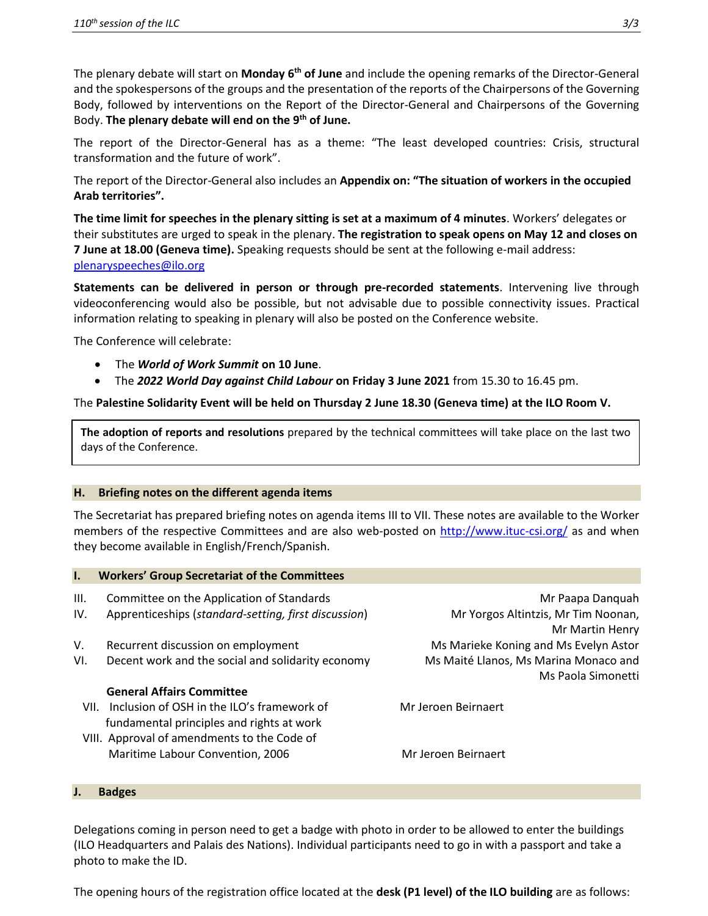The plenary debate will start on **Monday 6th of June** and include the opening remarks of the Director-General and the spokespersons of the groups and the presentation of the reports of the Chairpersons of the Governing Body, followed by interventions on the Report of the Director-General and Chairpersons of the Governing Body. **The plenary debate will end on the 9th of June.**

The report of the Director-General has as a theme: "The least developed countries: Crisis, structural transformation and the future of work".

The report of the Director-General also includes an **Appendix on: "The situation of workers in the occupied Arab territories".**

**The time limit for speeches in the plenary sitting is set at a maximum of 4 minutes**. Workers' delegates or their substitutes are urged to speak in the plenary. **The registration to speak opens on May 12 and closes on 7 June at 18.00 (Geneva time).** Speaking requests should be sent at the following e-mail address: plenaryspeeches@ilo.org

**Statements can be delivered in person or through pre-recorded statements**. Intervening live through videoconferencing would also be possible, but not advisable due to possible connectivity issues. Practical information relating to speaking in plenary will also be posted on the Conference website.

The Conference will celebrate:

- The ***World of Work Summit*** **on 10 June**.
- The ***2022 World Day against Child Labour*** **on Friday 3 June 2021** from 15.30 to 16.45 pm.

The **Palestine Solidarity Event will be held on Thursday 2 June 18.30 (Geneva time) at the ILO Room V.**

**The adoption of reports and resolutions** prepared by the technical committees will take place on the last two days of the Conference.

## H. Briefing notes on the different agenda items

The Secretariat has prepared briefing notes on agenda items III to VII. These notes are available to the Worker members of the respective Committees and are also web-posted on http://www.ituc-csi.org/ as and when they become available in English/French/Spanish.

## I. Workers' Group Secretariat of the Committees

| | | |
|---|---|---|
| III. | Committee on the Application of Standards | Mr Paapa Danquah |
| IV. | Apprenticeships (*standard-setting, first discussion*) | Mr Yorgos Altintzis, Mr Tim Noonan, Mr Martin Henry |
| V. | Recurrent discussion on employment | Ms Marieke Koning and Ms Evelyn Astor |
| VI. | Decent work and the social and solidarity economy | Ms Maité Llanos, Ms Marina Monaco and Ms Paola Simonetti |
| | **General Affairs Committee** | |
| VII. | Inclusion of OSH in the ILO's framework of fundamental principles and rights at work | Mr Jeroen Beirnaert |
| VIII. | Approval of amendments to the Code of Maritime Labour Convention, 2006 | Mr Jeroen Beirnaert |

## J. Badges

Delegations coming in person need to get a badge with photo in order to be allowed to enter the buildings (ILO Headquarters and Palais des Nations). Individual participants need to go in with a passport and take a photo to make the ID.

The opening hours of the registration office located at the **desk (P1 level) of the ILO building** are as follows: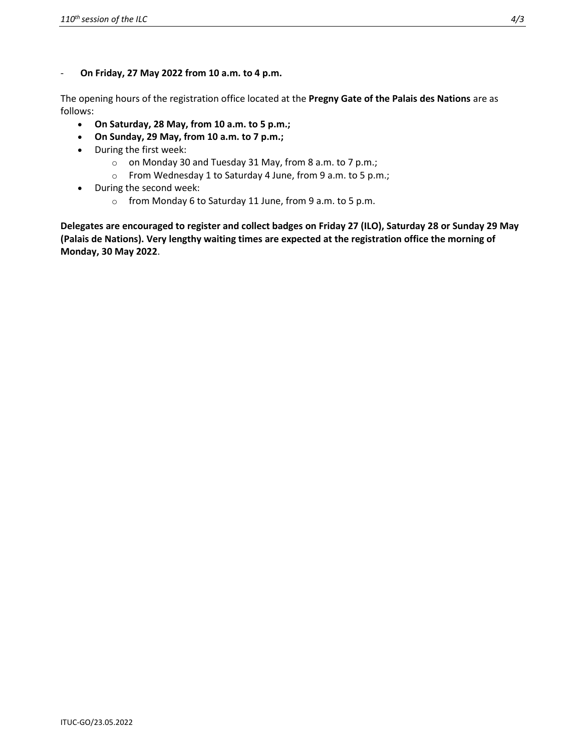- **On Friday, 27 May 2022 from 10 a.m. to 4 p.m.**

The opening hours of the registration office located at the **Pregny Gate of the Palais des Nations** are as follows:

- **On Saturday, 28 May, from 10 a.m. to 5 p.m.;**
- **On Sunday, 29 May, from 10 a.m. to 7 p.m.;**
- During the first week:
  - on Monday 30 and Tuesday 31 May, from 8 a.m. to 7 p.m.;
  - From Wednesday 1 to Saturday 4 June, from 9 a.m. to 5 p.m.;
- During the second week:
  - from Monday 6 to Saturday 11 June, from 9 a.m. to 5 p.m.

**Delegates are encouraged to register and collect badges on Friday 27 (ILO), Saturday 28 or Sunday 29 May (Palais de Nations). Very lengthy waiting times are expected at the registration office the morning of Monday, 30 May 2022**.

ITUC-GO/23.05.2022